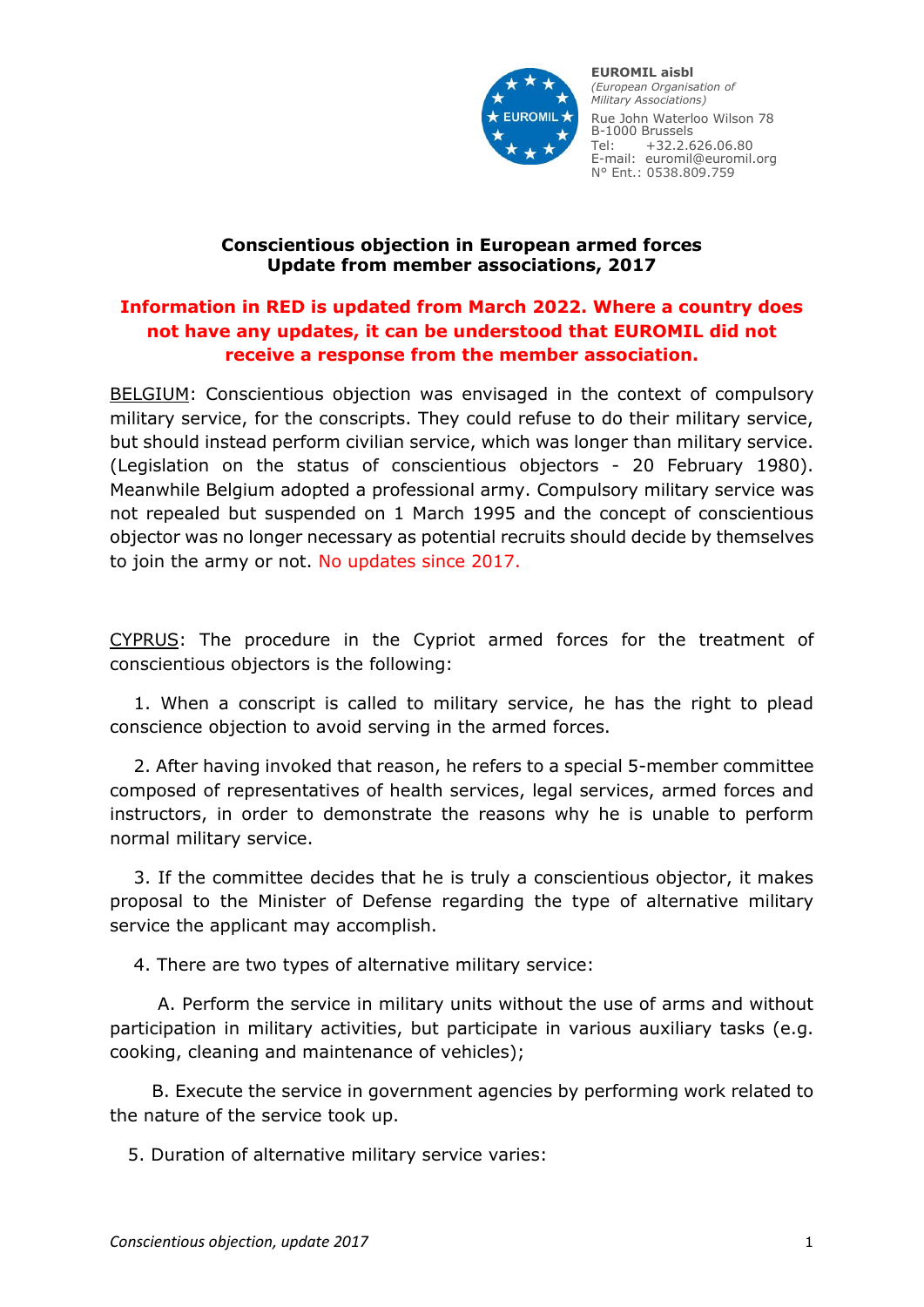**EUROMIL aisbl**
*(European Organisation of Military Associations)*
Rue John Waterloo Wilson 78
B-1000 Brussels
Tel: +32.2.626.06.80
E-mail: euromil@euromil.org
N° Ent.: 0538.809.759

# Conscientious objection in European armed forces
## Update from member associations, 2017

**Information in RED is updated from March 2022. Where a country does not have any updates, it can be understood that EUROMIL did not receive a response from the member association.**

BELGIUM: Conscientious objection was envisaged in the context of compulsory military service, for the conscripts. They could refuse to do their military service, but should instead perform civilian service, which was longer than military service. (Legislation on the status of conscientious objectors - 20 February 1980). Meanwhile Belgium adopted a professional army. Compulsory military service was not repealed but suspended on 1 March 1995 and the concept of conscientious objector was no longer necessary as potential recruits should decide by themselves to join the army or not. No updates since 2017.

CYPRUS: The procedure in the Cypriot armed forces for the treatment of conscientious objectors is the following:

1. When a conscript is called to military service, he has the right to plead conscience objection to avoid serving in the armed forces.

2. After having invoked that reason, he refers to a special 5-member committee composed of representatives of health services, legal services, armed forces and instructors, in order to demonstrate the reasons why he is unable to perform normal military service.

3. If the committee decides that he is truly a conscientious objector, it makes proposal to the Minister of Defense regarding the type of alternative military service the applicant may accomplish.

4. There are two types of alternative military service:

   A. Perform the service in military units without the use of arms and without participation in military activities, but participate in various auxiliary tasks (e.g. cooking, cleaning and maintenance of vehicles);

   B. Execute the service in government agencies by performing work related to the nature of the service took up.

5. Duration of alternative military service varies: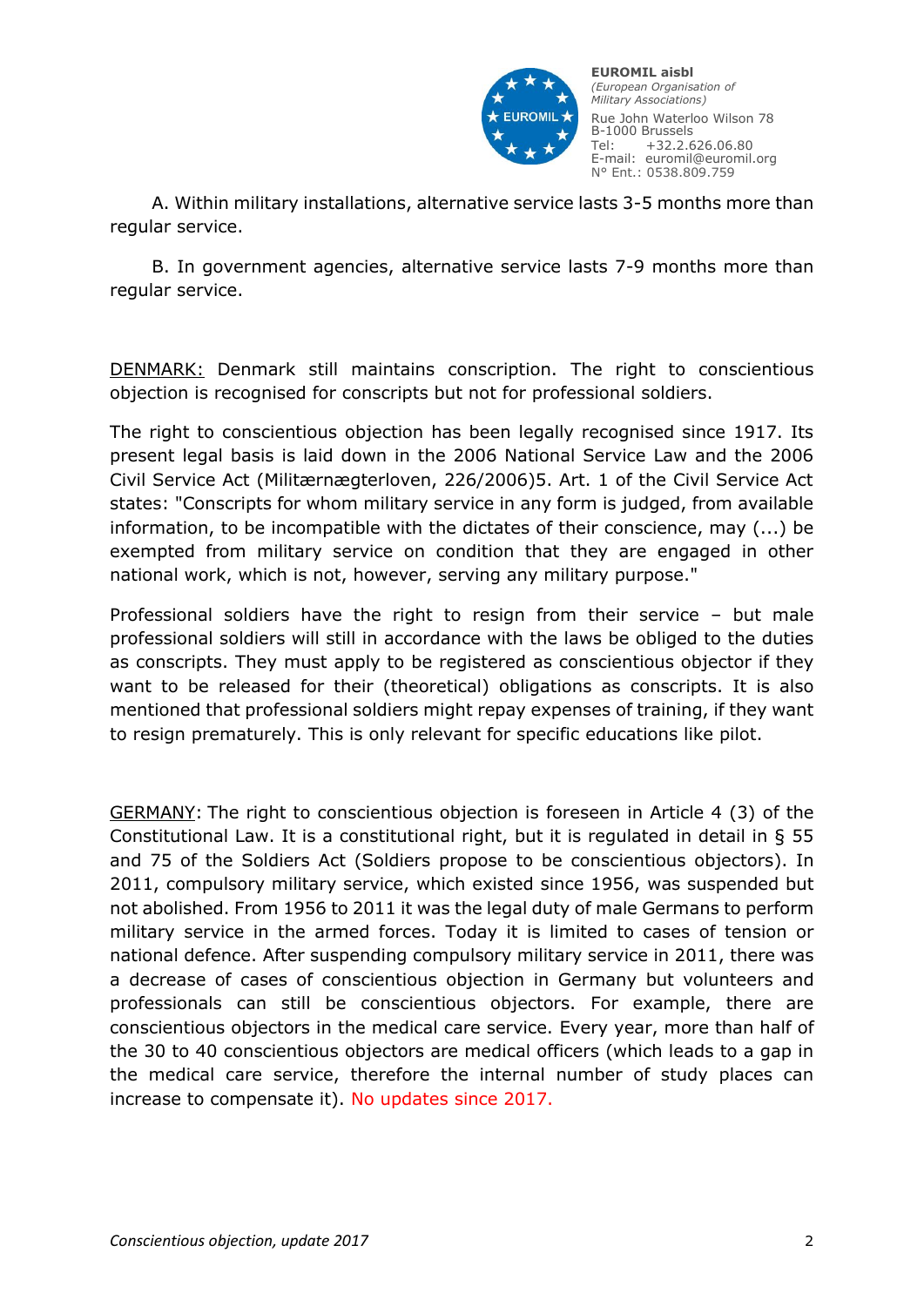A. Within military installations, alternative service lasts 3-5 months more than regular service.

B. In government agencies, alternative service lasts 7-9 months more than regular service.

<u>DENMARK:</u> Denmark still maintains conscription. The right to conscientious objection is recognised for conscripts but not for professional soldiers.

The right to conscientious objection has been legally recognised since 1917. Its present legal basis is laid down in the 2006 National Service Law and the 2006 Civil Service Act (Militærnægterloven, 226/2006)5. Art. 1 of the Civil Service Act states: "Conscripts for whom military service in any form is judged, from available information, to be incompatible with the dictates of their conscience, may (...) be exempted from military service on condition that they are engaged in other national work, which is not, however, serving any military purpose."

Professional soldiers have the right to resign from their service – but male professional soldiers will still in accordance with the laws be obliged to the duties as conscripts. They must apply to be registered as conscientious objector if they want to be released for their (theoretical) obligations as conscripts. It is also mentioned that professional soldiers might repay expenses of training, if they want to resign prematurely. This is only relevant for specific educations like pilot.

<u>GERMANY</u>: The right to conscientious objection is foreseen in Article 4 (3) of the Constitutional Law. It is a constitutional right, but it is regulated in detail in § 55 and 75 of the Soldiers Act (Soldiers propose to be conscientious objectors). In 2011, compulsory military service, which existed since 1956, was suspended but not abolished. From 1956 to 2011 it was the legal duty of male Germans to perform military service in the armed forces. Today it is limited to cases of tension or national defence. After suspending compulsory military service in 2011, there was a decrease of cases of conscientious objection in Germany but volunteers and professionals can still be conscientious objectors. For example, there are conscientious objectors in the medical care service. Every year, more than half of the 30 to 40 conscientious objectors are medical officers (which leads to a gap in the medical care service, therefore the internal number of study places can increase to compensate it). No updates since 2017.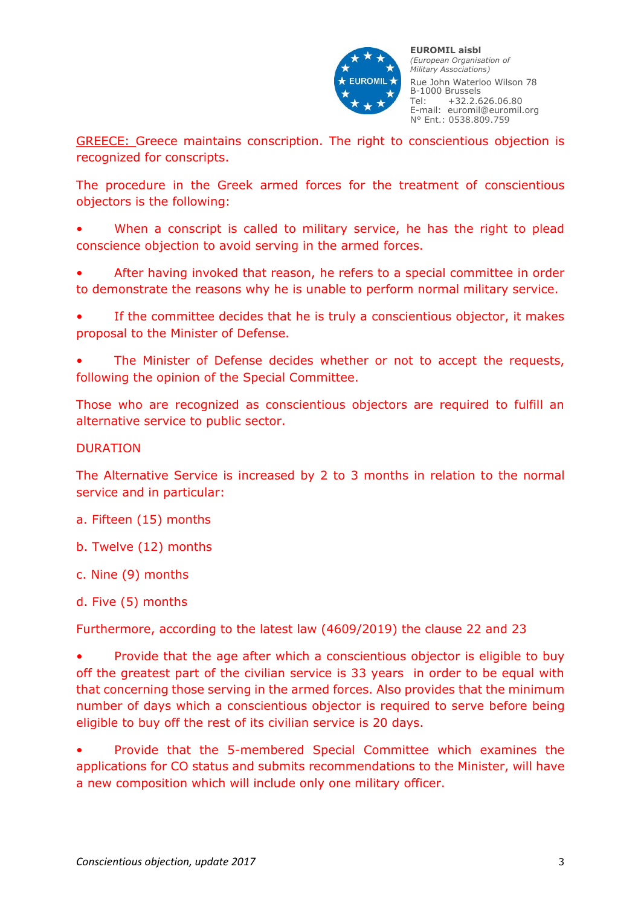GREECE: Greece maintains conscription. The right to conscientious objection is recognized for conscripts.

The procedure in the Greek armed forces for the treatment of conscientious objectors is the following:

- When a conscript is called to military service, he has the right to plead conscience objection to avoid serving in the armed forces.
- After having invoked that reason, he refers to a special committee in order to demonstrate the reasons why he is unable to perform normal military service.
- If the committee decides that he is truly a conscientious objector, it makes proposal to the Minister of Defense.
- The Minister of Defense decides whether or not to accept the requests, following the opinion of the Special Committee.

Those who are recognized as conscientious objectors are required to fulfill an alternative service to public sector.

DURATION

The Alternative Service is increased by 2 to 3 months in relation to the normal service and in particular:

a. Fifteen (15) months

b. Twelve (12) months

c. Nine (9) months

d. Five (5) months

Furthermore, according to the latest law (4609/2019) the clause 22 and 23

- Provide that the age after which a conscientious objector is eligible to buy off the greatest part of the civilian service is 33 years in order to be equal with that concerning those serving in the armed forces. Also provides that the minimum number of days which a conscientious objector is required to serve before being eligible to buy off the rest of its civilian service is 20 days.
- Provide that the 5-membered Special Committee which examines the applications for CO status and submits recommendations to the Minister, will have a new composition which will include only one military officer.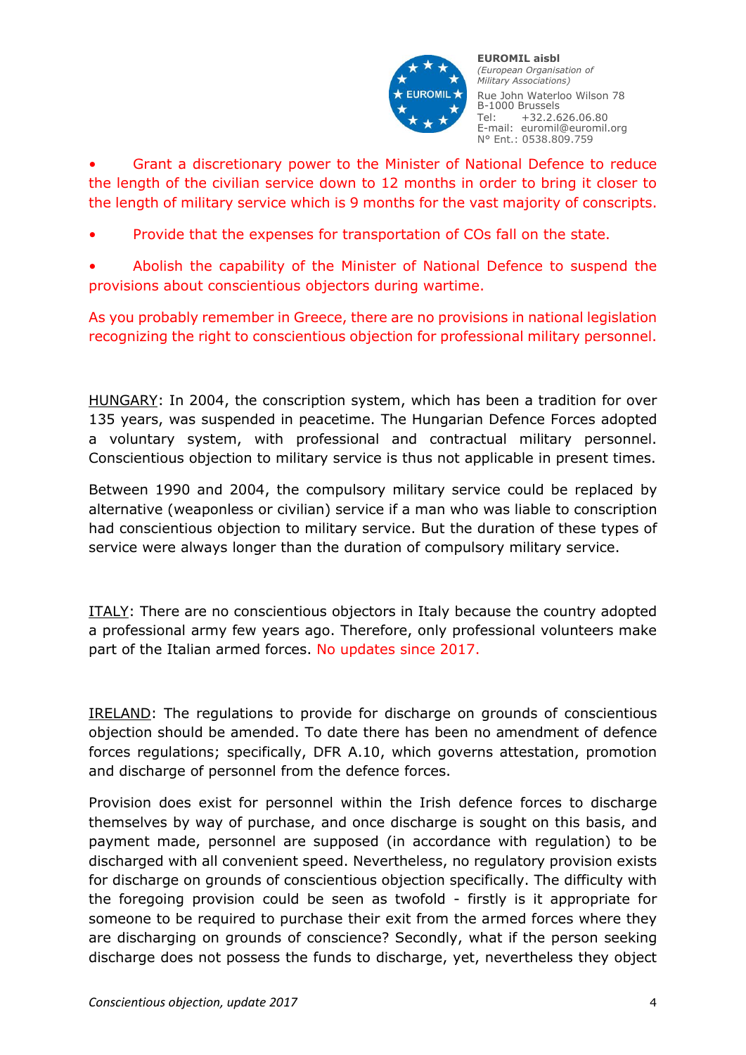- Grant a discretionary power to the Minister of National Defence to reduce the length of the civilian service down to 12 months in order to bring it closer to the length of military service which is 9 months for the vast majority of conscripts.

- Provide that the expenses for transportation of COs fall on the state.

- Abolish the capability of the Minister of National Defence to suspend the provisions about conscientious objectors during wartime.

As you probably remember in Greece, there are no provisions in national legislation recognizing the right to conscientious objection for professional military personnel.

<u>HUNGARY</u>: In 2004, the conscription system, which has been a tradition for over 135 years, was suspended in peacetime. The Hungarian Defence Forces adopted a voluntary system, with professional and contractual military personnel. Conscientious objection to military service is thus not applicable in present times.

Between 1990 and 2004, the compulsory military service could be replaced by alternative (weaponless or civilian) service if a man who was liable to conscription had conscientious objection to military service. But the duration of these types of service were always longer than the duration of compulsory military service.

<u>ITALY</u>: There are no conscientious objectors in Italy because the country adopted a professional army few years ago. Therefore, only professional volunteers make part of the Italian armed forces. No updates since 2017.

<u>IRELAND</u>: The regulations to provide for discharge on grounds of conscientious objection should be amended. To date there has been no amendment of defence forces regulations; specifically, DFR A.10, which governs attestation, promotion and discharge of personnel from the defence forces.

Provision does exist for personnel within the Irish defence forces to discharge themselves by way of purchase, and once discharge is sought on this basis, and payment made, personnel are supposed (in accordance with regulation) to be discharged with all convenient speed. Nevertheless, no regulatory provision exists for discharge on grounds of conscientious objection specifically. The difficulty with the foregoing provision could be seen as twofold - firstly is it appropriate for someone to be required to purchase their exit from the armed forces where they are discharging on grounds of conscience? Secondly, what if the person seeking discharge does not possess the funds to discharge, yet, nevertheless they object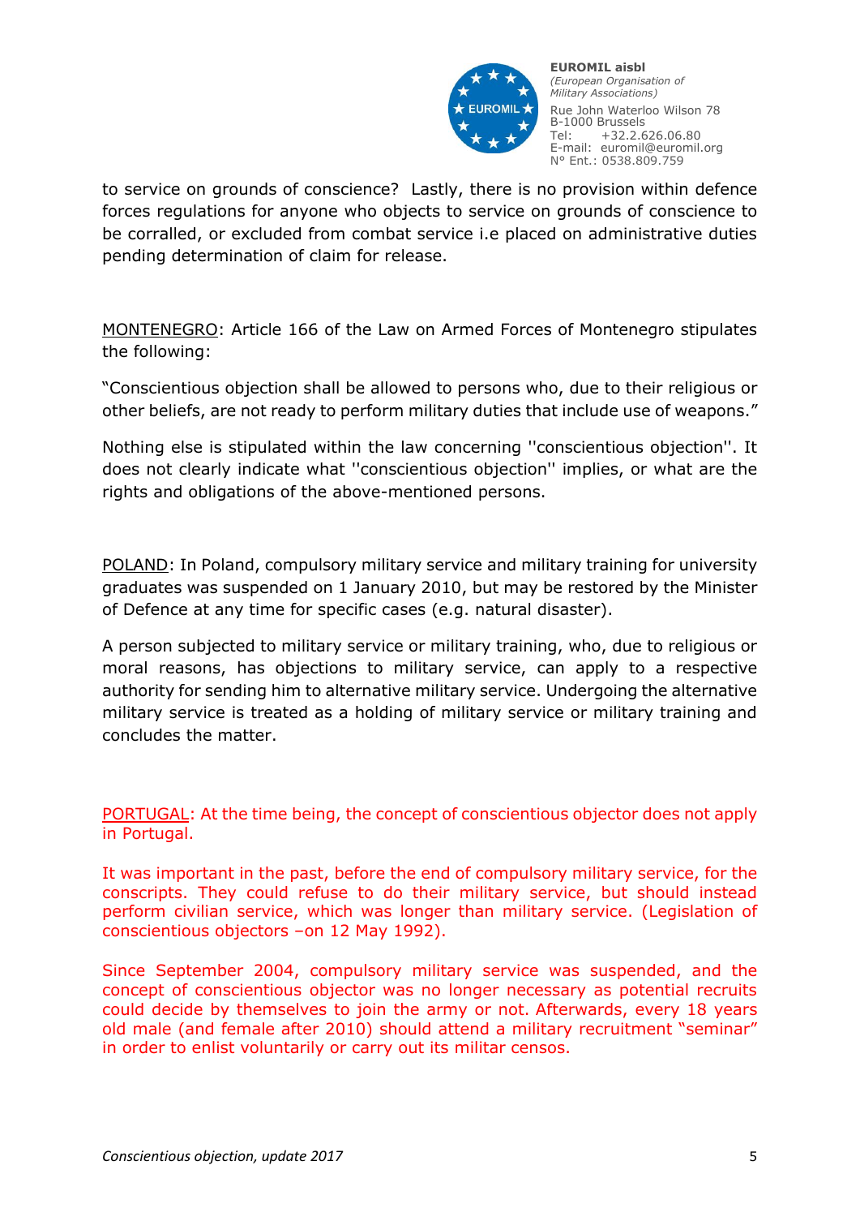to service on grounds of conscience? Lastly, there is no provision within defence forces regulations for anyone who objects to service on grounds of conscience to be corralled, or excluded from combat service i.e placed on administrative duties pending determination of claim for release.

<u>MONTENEGRO</u>: Article 166 of the Law on Armed Forces of Montenegro stipulates the following:

"Conscientious objection shall be allowed to persons who, due to their religious or other beliefs, are not ready to perform military duties that include use of weapons."

Nothing else is stipulated within the law concerning ''conscientious objection''. It does not clearly indicate what ''conscientious objection'' implies, or what are the rights and obligations of the above-mentioned persons.

<u>POLAND</u>: In Poland, compulsory military service and military training for university graduates was suspended on 1 January 2010, but may be restored by the Minister of Defence at any time for specific cases (e.g. natural disaster).

A person subjected to military service or military training, who, due to religious or moral reasons, has objections to military service, can apply to a respective authority for sending him to alternative military service. Undergoing the alternative military service is treated as a holding of military service or military training and concludes the matter.

<u>PORTUGAL</u>: At the time being, the concept of conscientious objector does not apply in Portugal.

It was important in the past, before the end of compulsory military service, for the conscripts. They could refuse to do their military service, but should instead perform civilian service, which was longer than military service. (Legislation of conscientious objectors –on 12 May 1992).

Since September 2004, compulsory military service was suspended, and the concept of conscientious objector was no longer necessary as potential recruits could decide by themselves to join the army or not. Afterwards, every 18 years old male (and female after 2010) should attend a military recruitment "seminar" in order to enlist voluntarily or carry out its militar censos.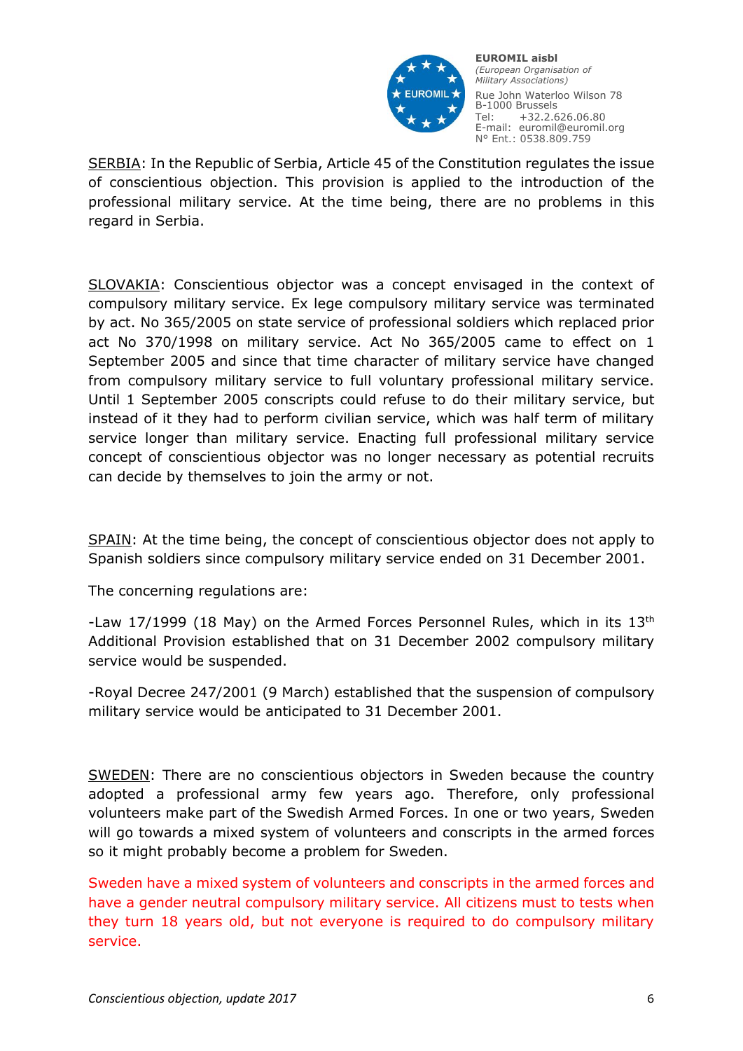SERBIA: In the Republic of Serbia, Article 45 of the Constitution regulates the issue of conscientious objection. This provision is applied to the introduction of the professional military service. At the time being, there are no problems in this regard in Serbia.

SLOVAKIA: Conscientious objector was a concept envisaged in the context of compulsory military service. Ex lege compulsory military service was terminated by act. No 365/2005 on state service of professional soldiers which replaced prior act No 370/1998 on military service. Act No 365/2005 came to effect on 1 September 2005 and since that time character of military service have changed from compulsory military service to full voluntary professional military service. Until 1 September 2005 conscripts could refuse to do their military service, but instead of it they had to perform civilian service, which was half term of military service longer than military service. Enacting full professional military service concept of conscientious objector was no longer necessary as potential recruits can decide by themselves to join the army or not.

SPAIN: At the time being, the concept of conscientious objector does not apply to Spanish soldiers since compulsory military service ended on 31 December 2001.

The concerning regulations are:

-Law 17/1999 (18 May) on the Armed Forces Personnel Rules, which in its 13th Additional Provision established that on 31 December 2002 compulsory military service would be suspended.

-Royal Decree 247/2001 (9 March) established that the suspension of compulsory military service would be anticipated to 31 December 2001.

SWEDEN: There are no conscientious objectors in Sweden because the country adopted a professional army few years ago. Therefore, only professional volunteers make part of the Swedish Armed Forces. In one or two years, Sweden will go towards a mixed system of volunteers and conscripts in the armed forces so it might probably become a problem for Sweden.

Sweden have a mixed system of volunteers and conscripts in the armed forces and have a gender neutral compulsory military service. All citizens must to tests when they turn 18 years old, but not everyone is required to do compulsory military service.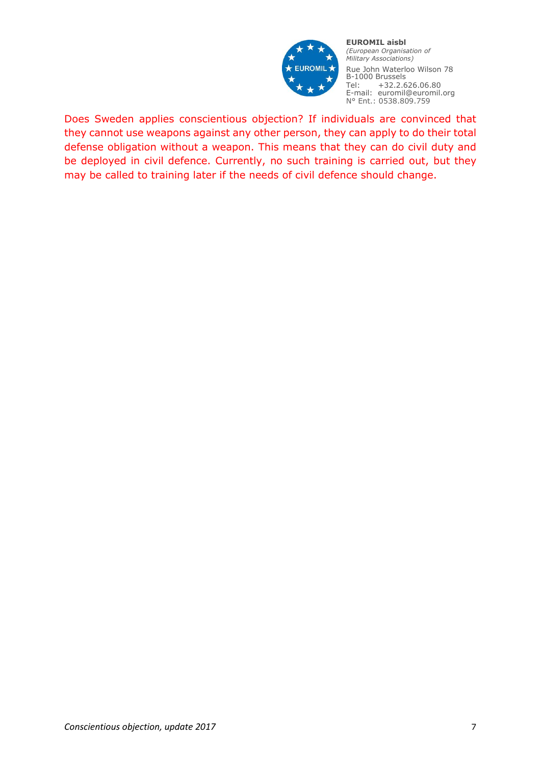Does Sweden applies conscientious objection? If individuals are convinced that they cannot use weapons against any other person, they can apply to do their total defense obligation without a weapon. This means that they can do civil duty and be deployed in civil defence. Currently, no such training is carried out, but they may be called to training later if the needs of civil defence should change.